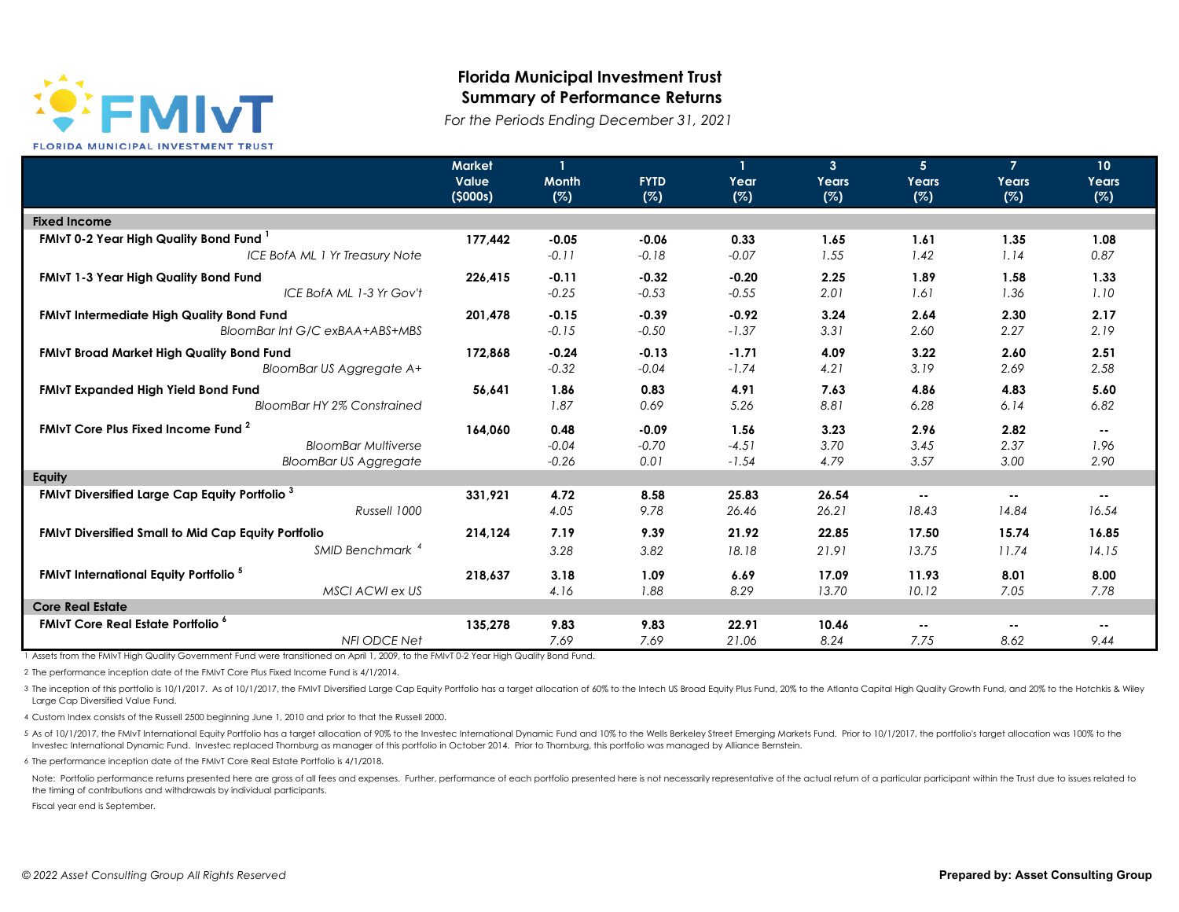# Florida Municipal Investment Trust

## Summary of Performance Returns

*For the Periods Ending December 31, 2021*

| | Market Value ($000s) | 1 Month (%) | FYTD (%) | 1 Year (%) | 3 Years (%) | 5 Years (%) | 7 Years (%) | 10 Years (%) |
|---|---|---|---|---|---|---|---|---|
| **Fixed Income** | | | | | | | | |
| **FMIvT 0-2 Year High Quality Bond Fund** [1] | **177,442** | **-0.05** | **-0.06** | **0.33** | **1.65** | **1.61** | **1.35** | **1.08** |
| *ICE BofA ML 1 Yr Treasury Note* | | *-0.11* | *-0.18* | *-0.07* | *1.55* | *1.42* | *1.14* | *0.87* |
| **FMIvT 1-3 Year High Quality Bond Fund** | **226,415** | **-0.11** | **-0.32** | **-0.20** | **2.25** | **1.89** | **1.58** | **1.33** |
| *ICE BofA ML 1-3 Yr Gov't* | | *-0.25* | *-0.53* | *-0.55* | *2.01* | *1.61* | *1.36* | *1.10* |
| **FMIvT Intermediate High Quality Bond Fund** | **201,478** | **-0.15** | **-0.39** | **-0.92** | **3.24** | **2.64** | **2.30** | **2.17** |
| *BloomBar Int G/C exBAA+ABS+MBS* | | *-0.15* | *-0.50* | *-1.37* | *3.31* | *2.60* | *2.27* | *2.19* |
| **FMIvT Broad Market High Quality Bond Fund** | **172,868** | **-0.24** | **-0.13** | **-1.71** | **4.09** | **3.22** | **2.60** | **2.51** |
| *BloomBar US Aggregate A+* | | *-0.32* | *-0.04* | *-1.74* | *4.21* | *3.19* | *2.69* | *2.58* |
| **FMIvT Expanded High Yield Bond Fund** | **56,641** | **1.86** | **0.83** | **4.91** | **7.63** | **4.86** | **4.83** | **5.60** |
| *BloomBar HY 2% Constrained* | | *1.87* | *0.69* | *5.26* | *8.81* | *6.28* | *6.14* | *6.82* |
| **FMIvT Core Plus Fixed Income Fund** [2] | **164,060** | **0.48** | **-0.09** | **1.56** | **3.23** | **2.96** | **2.82** | **--** |
| *BloomBar Multiverse* | | *-0.04* | *-0.70* | *-4.51* | *3.70* | *3.45* | *2.37* | *1.96* |
| *BloomBar US Aggregate* | | *-0.26* | *0.01* | *-1.54* | *4.79* | *3.57* | *3.00* | *2.90* |
| **Equity** | | | | | | | | |
| **FMIvT Diversified Large Cap Equity Portfolio** [3] | **331,921** | **4.72** | **8.58** | **25.83** | **26.54** | **--** | **--** | **--** |
| *Russell 1000* | | *4.05* | *9.78* | *26.46* | *26.21* | *18.43* | *14.84* | *16.54* |
| **FMIvT Diversified Small to Mid Cap Equity Portfolio** | **214,124** | **7.19** | **9.39** | **21.92** | **22.85** | **17.50** | **15.74** | **16.85** |
| *SMID Benchmark* [4] | | *3.28* | *3.82* | *18.18* | *21.91* | *13.75* | *11.74* | *14.15* |
| **FMIvT International Equity Portfolio** [5] | **218,637** | **3.18** | **1.09** | **6.69** | **17.09** | **11.93** | **8.01** | **8.00** |
| *MSCI ACWI ex US* | | *4.16* | *1.88* | *8.29* | *13.70* | *10.12* | *7.05* | *7.78* |
| **Core Real Estate** | | | | | | | | |
| **FMIvT Core Real Estate Portfolio** [6] | **135,278** | **9.83** | **9.83** | **22.91** | **10.46** | **--** | **--** | **--** |
| *NFI ODCE Net* | | *7.69* | *7.69* | *21.06* | *8.24* | *7.75* | *8.62* | *9.44* |

1 Assets from the FMIvT High Quality Government Fund were transitioned on April 1, 2009, to the FMIvT 0-2 Year High Quality Bond Fund.

2 The performance inception date of the FMIvT Core Plus Fixed Income Fund is 4/1/2014.

3 The inception of this portfolio is 10/1/2017. As of 10/1/2017, the FMIvT Diversified Large Cap Equity Portfolio has a target allocation of 60% to the Intech US Broad Equity Plus Fund, 20% to the Atlanta Capital High Quality Growth Fund, and 20% to the Hotchkis & Wiley Large Cap Diversified Value Fund.

4 Custom Index consists of the Russell 2500 beginning June 1, 2010 and prior to that the Russell 2000.

5 As of 10/1/2017, the FMIvT International Equity Portfolio has a target allocation of 90% to the Investec International Dynamic Fund and 10% to the Wells Berkeley Street Emerging Markets Fund. Prior to 10/1/2017, the portfolio's target allocation was 100% to the Investec International Dynamic Fund. Investec replaced Thornburg as manager of this portfolio in October 2014. Prior to Thornburg, this portfolio was managed by Alliance Bernstein.

6 The performance inception date of the FMIvT Core Real Estate Portfolio is 4/1/2018.

Note: Portfolio performance returns presented here are gross of all fees and expenses. Further, performance of each portfolio presented here is not necessarily representative of the actual return of a particular participant within the Trust due to issues related to the timing of contributions and withdrawals by individual participants.

Fiscal year end is September.

*© 2022 Asset Consulting Group All Rights Reserved*

**Prepared by: Asset Consulting Group**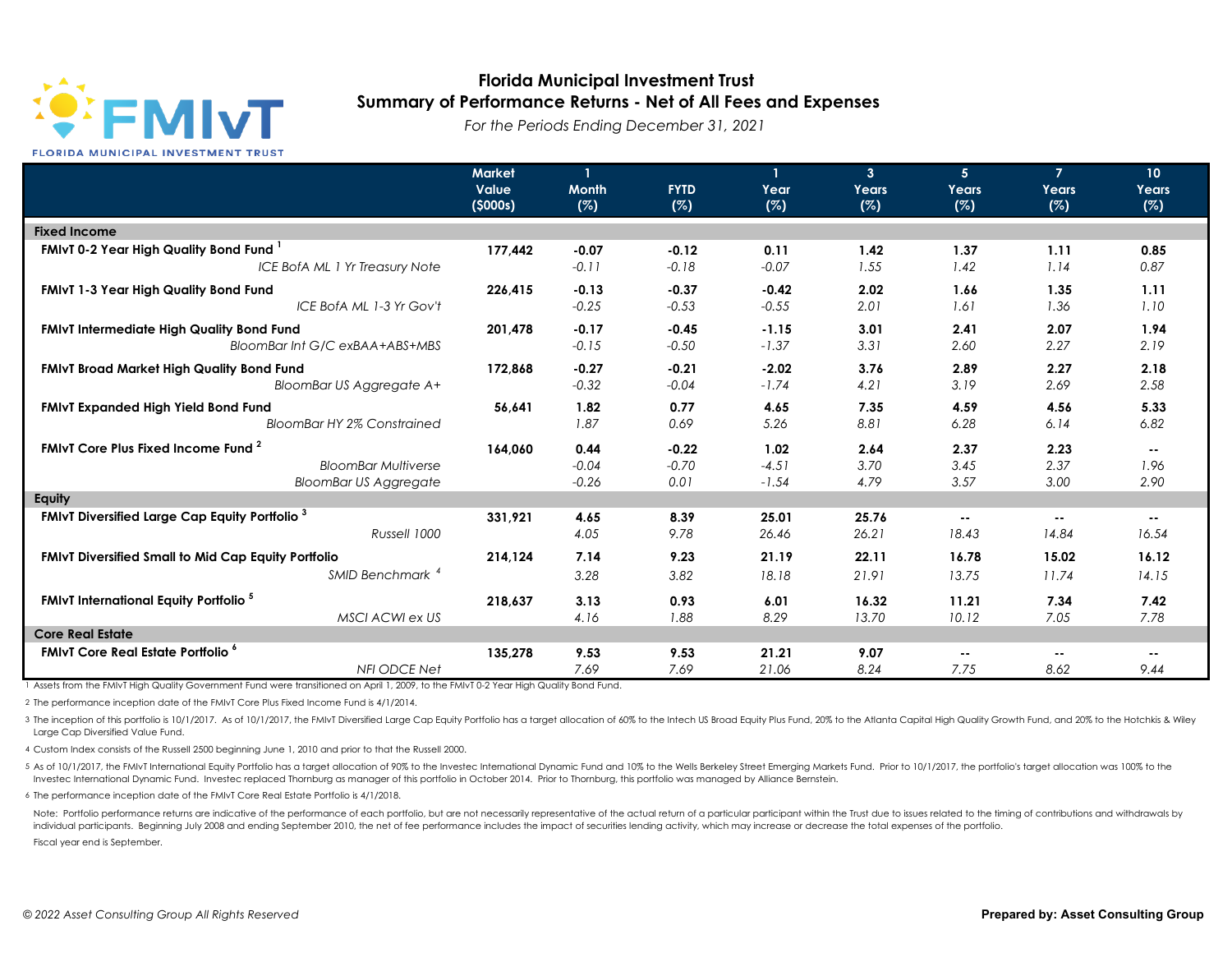# Florida Municipal Investment Trust

## Summary of Performance Returns - Net of All Fees and Expenses

*For the Periods Ending December 31, 2021*

| | Market Value ($000s) | 1 Month (%) | FYTD (%) | 1 Year (%) | 3 Years (%) | 5 Years (%) | 7 Years (%) | 10 Years (%) |
|---|---|---|---|---|---|---|---|---|
| **Fixed Income** | | | | | | | | |
| **FMIvT 0-2 Year High Quality Bond Fund** [1] | **177,442** | **-0.07** | **-0.12** | **0.11** | **1.42** | **1.37** | **1.11** | **0.85** |
| *ICE BofA ML 1 Yr Treasury Note* | | *-0.11* | *-0.18* | *-0.07* | *1.55* | *1.42* | *1.14* | *0.87* |
| **FMIvT 1-3 Year High Quality Bond Fund** | **226,415** | **-0.13** | **-0.37** | **-0.42** | **2.02** | **1.66** | **1.35** | **1.11** |
| *ICE BofA ML 1-3 Yr Gov't* | | *-0.25* | *-0.53* | *-0.55* | *2.01* | *1.61* | *1.36* | *1.10* |
| **FMIvT Intermediate High Quality Bond Fund** | **201,478** | **-0.17** | **-0.45** | **-1.15** | **3.01** | **2.41** | **2.07** | **1.94** |
| *BloomBar Int G/C exBAA+ABS+MBS* | | *-0.15* | *-0.50* | *-1.37* | *3.31* | *2.60* | *2.27* | *2.19* |
| **FMIvT Broad Market High Quality Bond Fund** | **172,868** | **-0.27** | **-0.21** | **-2.02** | **3.76** | **2.89** | **2.27** | **2.18** |
| *BloomBar US Aggregate A+* | | *-0.32* | *-0.04* | *-1.74* | *4.21* | *3.19* | *2.69* | *2.58* |
| **FMIvT Expanded High Yield Bond Fund** | **56,641** | **1.82** | **0.77** | **4.65** | **7.35** | **4.59** | **4.56** | **5.33** |
| *BloomBar HY 2% Constrained* | | *1.87* | *0.69* | *5.26* | *8.81* | *6.28* | *6.14* | *6.82* |
| **FMIvT Core Plus Fixed Income Fund** [2] | **164,060** | **0.44** | **-0.22** | **1.02** | **2.64** | **2.37** | **2.23** | **--** |
| *BloomBar Multiverse* | | *-0.04* | *-0.70* | *-4.51* | *3.70* | *3.45* | *2.37* | *1.96* |
| *BloomBar US Aggregate* | | *-0.26* | *0.01* | *-1.54* | *4.79* | *3.57* | *3.00* | *2.90* |
| **Equity** | | | | | | | | |
| **FMIvT Diversified Large Cap Equity Portfolio** [3] | **331,921** | **4.65** | **8.39** | **25.01** | **25.76** | **--** | **--** | **--** |
| *Russell 1000* | | *4.05* | *9.78* | *26.46* | *26.21* | *18.43* | *14.84* | *16.54* |
| **FMIvT Diversified Small to Mid Cap Equity Portfolio** | **214,124** | **7.14** | **9.23** | **21.19** | **22.11** | **16.78** | **15.02** | **16.12** |
| *SMID Benchmark* [4] | | *3.28* | *3.82* | *18.18* | *21.91* | *13.75* | *11.74* | *14.15* |
| **FMIvT International Equity Portfolio** [5] | **218,637** | **3.13** | **0.93** | **6.01** | **16.32** | **11.21** | **7.34** | **7.42** |
| *MSCI ACWI ex US* | | *4.16* | *1.88* | *8.29* | *13.70* | *10.12* | *7.05* | *7.78* |
| **Core Real Estate** | | | | | | | | |
| **FMIvT Core Real Estate Portfolio** [6] | **135,278** | **9.53** | **9.53** | **21.21** | **9.07** | **--** | **--** | **--** |
| *NFI ODCE Net* | | *7.69* | *7.69* | *21.06* | *8.24* | *7.75* | *8.62* | *9.44* |

1 Assets from the FMIvT High Quality Government Fund were transitioned on April 1, 2009, to the FMIvT 0-2 Year High Quality Bond Fund.

2 The performance inception date of the FMIvT Core Plus Fixed Income Fund is 4/1/2014.

3 The inception of this portfolio is 10/1/2017. As of 10/1/2017, the FMIvT Diversified Large Cap Equity Portfolio has a target allocation of 60% to the Intech US Broad Equity Plus Fund, 20% to the Atlanta Capital High Quality Growth Fund, and 20% to the Hotchkis & Wiley Large Cap Diversified Value Fund.

4 Custom Index consists of the Russell 2500 beginning June 1, 2010 and prior to that the Russell 2000.

5 As of 10/1/2017, the FMIvT International Equity Portfolio has a target allocation of 90% to the Investec International Dynamic Fund and 10% to the Wells Berkeley Street Emerging Markets Fund. Prior to 10/1/2017, the portfolio's target allocation was 100% to the Investec International Dynamic Fund. Investec replaced Thornburg as manager of this portfolio in October 2014. Prior to Thornburg, this portfolio was managed by Alliance Bernstein.

6 The performance inception date of the FMIvT Core Real Estate Portfolio is 4/1/2018.

Note: Portfolio performance returns are indicative of the performance of each portfolio, but are not necessarily representative of the actual return of a particular participant within the Trust due to issues related to the timing of contributions and withdrawals by individual participants. Beginning July 2008 and ending September 2010, the net of fee performance includes the impact of securities lending activity, which may increase or decrease the total expenses of the portfolio.

Fiscal year end is September.

*© 2022 Asset Consulting Group All Rights Reserved*

**Prepared by: Asset Consulting Group**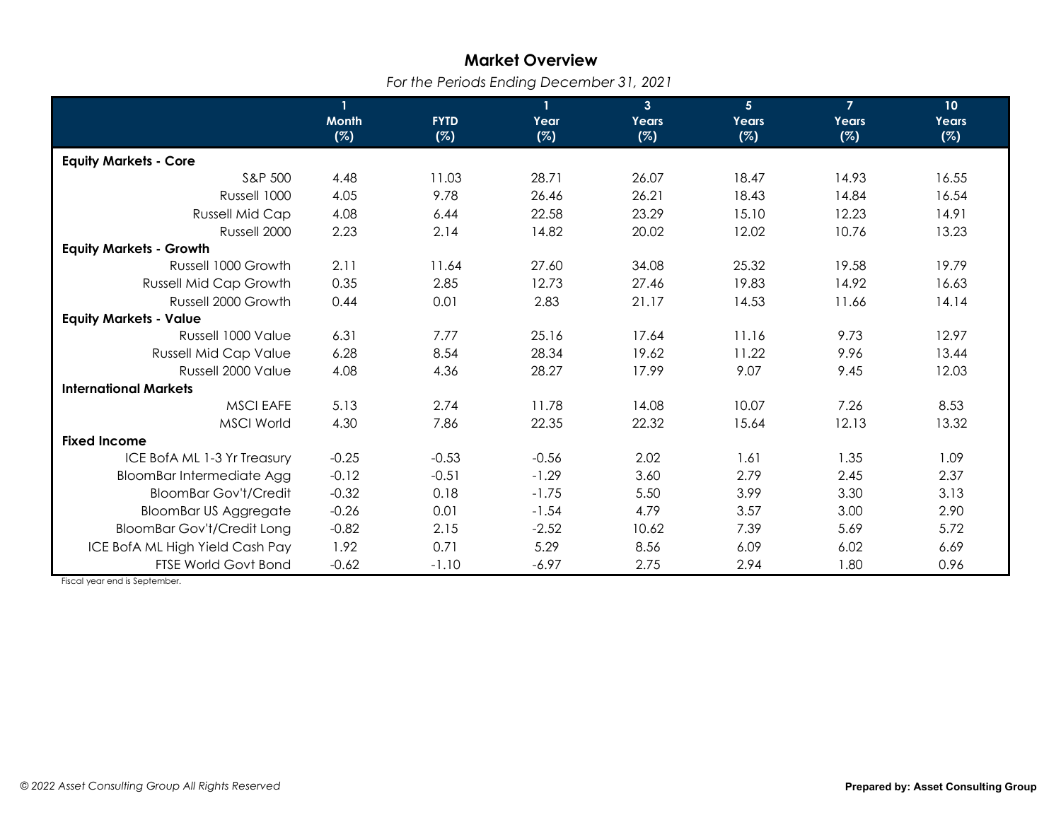# Market Overview

*For the Periods Ending December 31, 2021*

| | 1 Month (%) | FYTD (%) | 1 Year (%) | 3 Years (%) | 5 Years (%) | 7 Years (%) | 10 Years (%) |
|---|---|---|---|---|---|---|---|
| **Equity Markets - Core** | | | | | | | |
| S&P 500 | 4.48 | 11.03 | 28.71 | 26.07 | 18.47 | 14.93 | 16.55 |
| Russell 1000 | 4.05 | 9.78 | 26.46 | 26.21 | 18.43 | 14.84 | 16.54 |
| Russell Mid Cap | 4.08 | 6.44 | 22.58 | 23.29 | 15.10 | 12.23 | 14.91 |
| Russell 2000 | 2.23 | 2.14 | 14.82 | 20.02 | 12.02 | 10.76 | 13.23 |
| **Equity Markets - Growth** | | | | | | | |
| Russell 1000 Growth | 2.11 | 11.64 | 27.60 | 34.08 | 25.32 | 19.58 | 19.79 |
| Russell Mid Cap Growth | 0.35 | 2.85 | 12.73 | 27.46 | 19.83 | 14.92 | 16.63 |
| Russell 2000 Growth | 0.44 | 0.01 | 2.83 | 21.17 | 14.53 | 11.66 | 14.14 |
| **Equity Markets - Value** | | | | | | | |
| Russell 1000 Value | 6.31 | 7.77 | 25.16 | 17.64 | 11.16 | 9.73 | 12.97 |
| Russell Mid Cap Value | 6.28 | 8.54 | 28.34 | 19.62 | 11.22 | 9.96 | 13.44 |
| Russell 2000 Value | 4.08 | 4.36 | 28.27 | 17.99 | 9.07 | 9.45 | 12.03 |
| **International Markets** | | | | | | | |
| MSCI EAFE | 5.13 | 2.74 | 11.78 | 14.08 | 10.07 | 7.26 | 8.53 |
| MSCI World | 4.30 | 7.86 | 22.35 | 22.32 | 15.64 | 12.13 | 13.32 |
| **Fixed Income** | | | | | | | |
| ICE BofA ML 1-3 Yr Treasury | -0.25 | -0.53 | -0.56 | 2.02 | 1.61 | 1.35 | 1.09 |
| BloomBar Intermediate Agg | -0.12 | -0.51 | -1.29 | 3.60 | 2.79 | 2.45 | 2.37 |
| BloomBar Gov't/Credit | -0.32 | 0.18 | -1.75 | 5.50 | 3.99 | 3.30 | 3.13 |
| BloomBar US Aggregate | -0.26 | 0.01 | -1.54 | 4.79 | 3.57 | 3.00 | 2.90 |
| BloomBar Gov't/Credit Long | -0.82 | 2.15 | -2.52 | 10.62 | 7.39 | 5.69 | 5.72 |
| ICE BofA ML High Yield Cash Pay | 1.92 | 0.71 | 5.29 | 8.56 | 6.09 | 6.02 | 6.69 |
| FTSE World Govt Bond | -0.62 | -1.10 | -6.97 | 2.75 | 2.94 | 1.80 | 0.96 |

Fiscal year end is September.

*© 2022 Asset Consulting Group All Rights Reserved*

**Prepared by: Asset Consulting Group**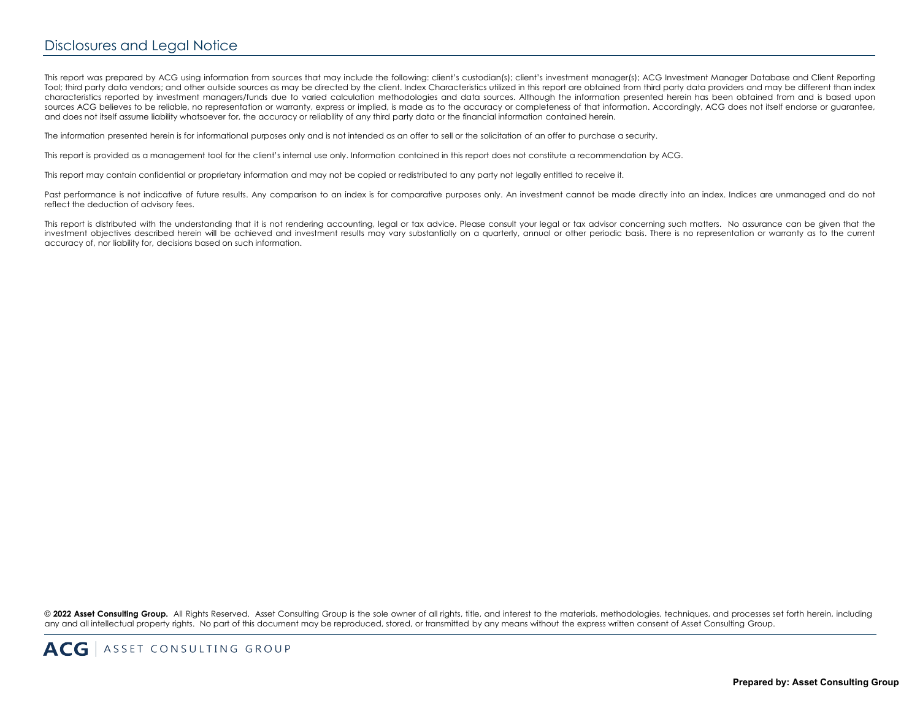# Disclosures and Legal Notice

This report was prepared by ACG using information from sources that may include the following: client's custodian(s); client's investment manager(s); ACG Investment Manager Database and Client Reporting Tool; third party data vendors; and other outside sources as may be directed by the client. Index Characteristics utilized in this report are obtained from third party data providers and may be different than index characteristics reported by investment managers/funds due to varied calculation methodologies and data sources. Although the information presented herein has been obtained from and is based upon sources ACG believes to be reliable, no representation or warranty, express or implied, is made as to the accuracy or completeness of that information. Accordingly, ACG does not itself endorse or guarantee, and does not itself assume liability whatsoever for, the accuracy or reliability of any third party data or the financial information contained herein.

The information presented herein is for informational purposes only and is not intended as an offer to sell or the solicitation of an offer to purchase a security.

This report is provided as a management tool for the client's internal use only. Information contained in this report does not constitute a recommendation by ACG.

This report may contain confidential or proprietary information and may not be copied or redistributed to any party not legally entitled to receive it.

Past performance is not indicative of future results. Any comparison to an index is for comparative purposes only. An investment cannot be made directly into an index. Indices are unmanaged and do not reflect the deduction of advisory fees.

This report is distributed with the understanding that it is not rendering accounting, legal or tax advice. Please consult your legal or tax advisor concerning such matters. No assurance can be given that the investment objectives described herein will be achieved and investment results may vary substantially on a quarterly, annual or other periodic basis. There is no representation or warranty as to the current accuracy of, nor liability for, decisions based on such information.

© **2022 Asset Consulting Group.** All Rights Reserved. Asset Consulting Group is the sole owner of all rights, title, and interest to the materials, methodologies, techniques, and processes set forth herein, including any and all intellectual property rights. No part of this document may be reproduced, stored, or transmitted by any means without the express written consent of Asset Consulting Group.

ACG | ASSET CONSULTING GROUP

**Prepared by: Asset Consulting Group**